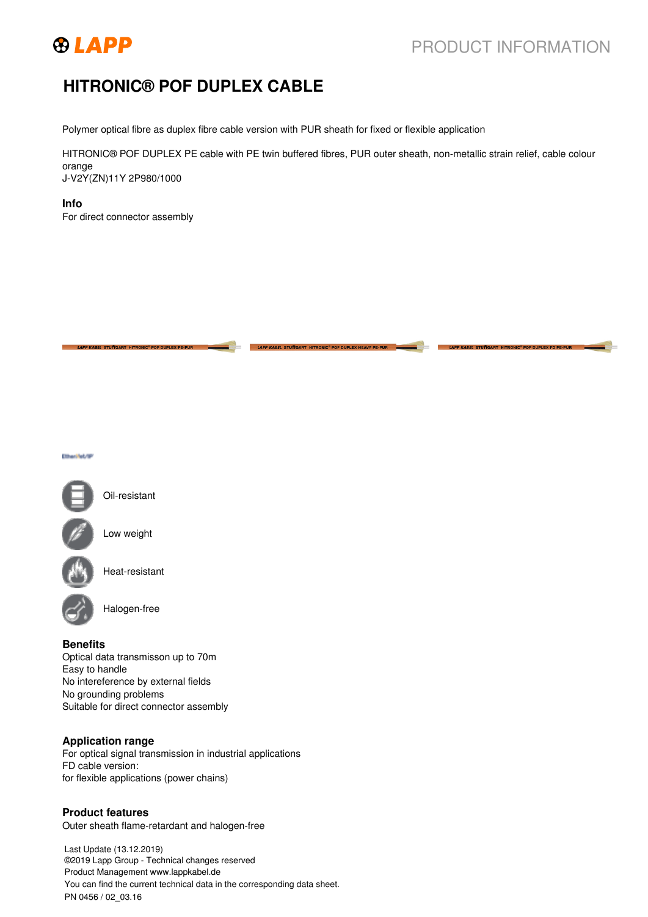# HITRONIC® POF DUPLEX CABLE

Polymer optical fibre as duplex fibre cable version with PUR sheath for fixed or flexible application

HITRONIC® POF DUPLEX PE cable with PE twin buffered fibres, PUR outer sheath, non-metallic strain relief, cable colour orange
J-V2Y(ZN)11Y 2P980/1000

**Info**
For direct connector assembly

Oil-resistant

Low weight

Heat-resistant

Halogen-free

**Benefits**
Optical data transmisson up to 70m
Easy to handle
No intereference by external fields
No grounding problems
Suitable for direct connector assembly

**Application range**
For optical signal transmission in industrial applications
FD cable version:
for flexible applications (power chains)

**Product features**
Outer sheath flame-retardant and halogen-free

Last Update (13.12.2019)
©2019 Lapp Group - Technical changes reserved
Product Management www.lappkabel.de
You can find the current technical data in the corresponding data sheet.
PN 0456 / 02_03.16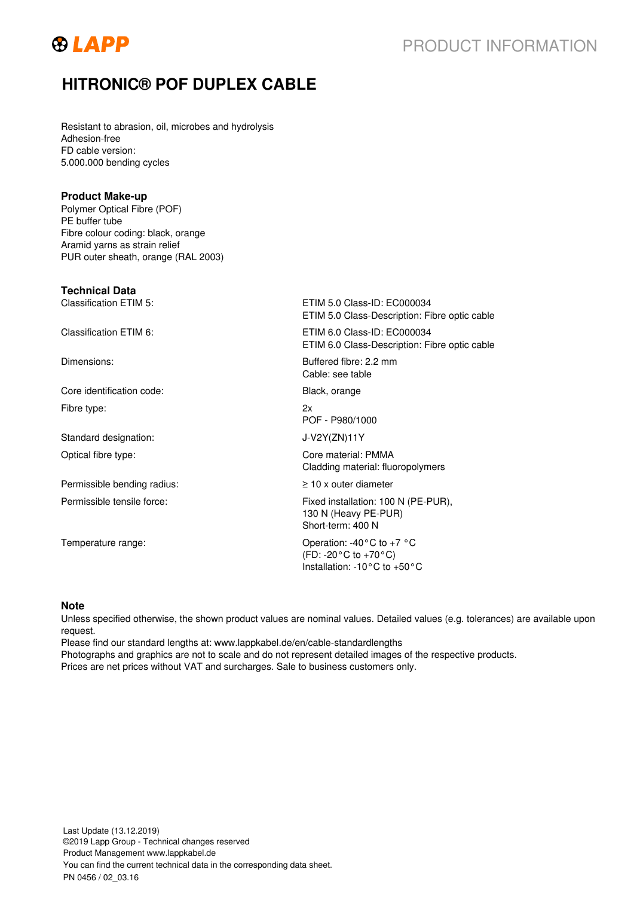# HITRONIC® POF DUPLEX CABLE

Resistant to abrasion, oil, microbes and hydrolysis
Adhesion-free
FD cable version:
5.000.000 bending cycles

## Product Make-up

Polymer Optical Fibre (POF)
PE buffer tube
Fibre colour coding: black, orange
Aramid yarns as strain relief
PUR outer sheath, orange (RAL 2003)

## Technical Data

| | |
|---|---|
| Classification ETIM 5: | ETIM 5.0 Class-ID: EC000034<br>ETIM 5.0 Class-Description: Fibre optic cable |
| Classification ETIM 6: | ETIM 6.0 Class-ID: EC000034<br>ETIM 6.0 Class-Description: Fibre optic cable |
| Dimensions: | Buffered fibre: 2.2 mm<br>Cable: see table |
| Core identification code: | Black, orange |
| Fibre type: | 2x<br>POF - P980/1000 |
| Standard designation: | J-V2Y(ZN)11Y |
| Optical fibre type: | Core material: PMMA<br>Cladding material: fluoropolymers |
| Permissible bending radius: | ≥ 10 x outer diameter |
| Permissible tensile force: | Fixed installation: 100 N (PE-PUR),<br>130 N (Heavy PE-PUR)<br>Short-term: 400 N |
| Temperature range: | Operation: -40°C to +7 °C<br>(FD: -20°C to +70°C)<br>Installation: -10°C to +50°C |

## Note

Unless specified otherwise, the shown product values are nominal values. Detailed values (e.g. tolerances) are available upon request.
Please find our standard lengths at: www.lappkabel.de/en/cable-standardlengths
Photographs and graphics are not to scale and do not represent detailed images of the respective products.
Prices are net prices without VAT and surcharges. Sale to business customers only.

Last Update (13.12.2019)
©2019 Lapp Group - Technical changes reserved
Product Management www.lappkabel.de
You can find the current technical data in the corresponding data sheet.
PN 0456 / 02_03.16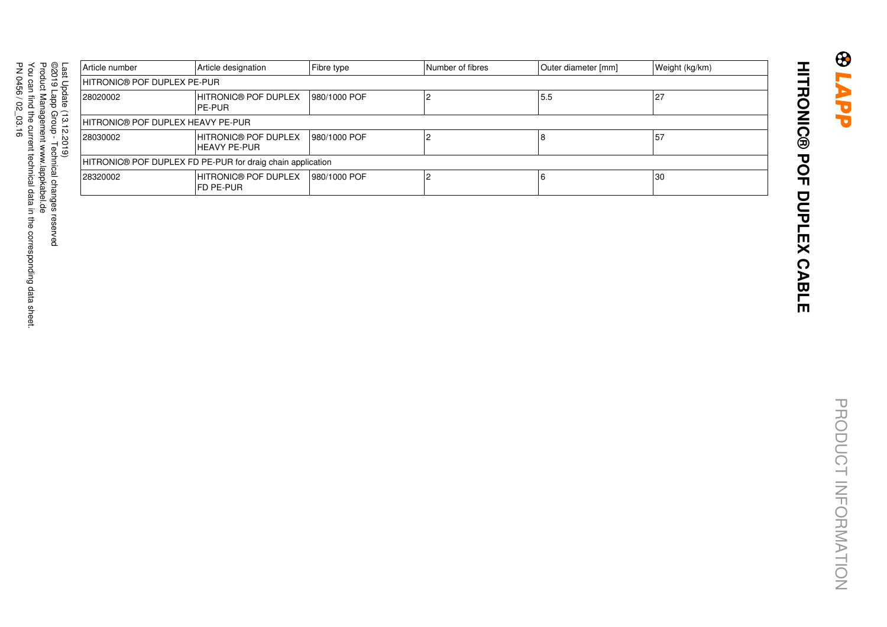# HITRONIC® POF DUPLEX CABLE

PRODUCT INFORMATION

| Article number | Article designation | Fibre type | Number of fibres | Outer diameter [mm] | Weight (kg/km) |
|---|---|---|---|---|---|
| HITRONIC® POF DUPLEX PE-PUR | | | | | |
| 28020002 | HITRONIC® POF DUPLEX PE-PUR | 980/1000 POF | 2 | 5.5 | 27 |
| HITRONIC® POF DUPLEX HEAVY PE-PUR | | | | | |
| 28030002 | HITRONIC® POF DUPLEX HEAVY PE-PUR | 980/1000 POF | 2 | 8 | 57 |
| HITRONIC® POF DUPLEX FD PE-PUR for draig chain application | | | | | |
| 28320002 | HITRONIC® POF DUPLEX FD PE-PUR | 980/1000 POF | 2 | 6 | 30 |

Last Update (13.12.2019)
©2019 Lapp Group - Technical changes reserved
Product Management www.lappkabel.de
You can find the current technical data in the corresponding data sheet.
PN 0456 / 02_03.16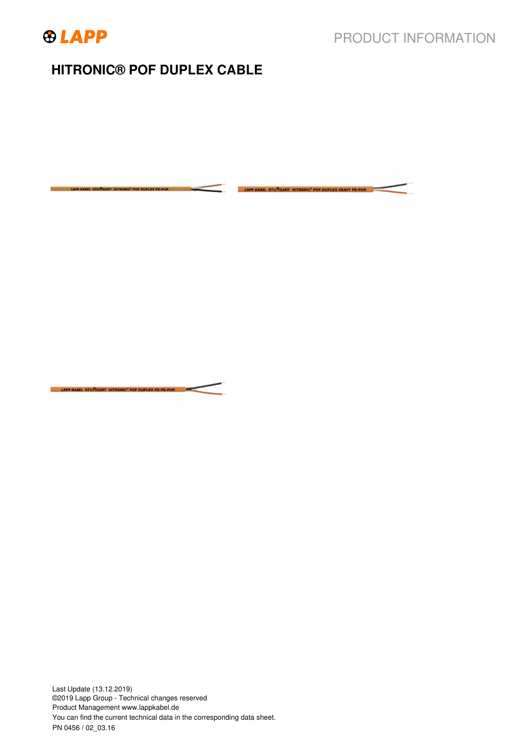## HITRONIC® POF DUPLEX CABLE

Last Update (13.12.2019)
©2019 Lapp Group - Technical changes reserved
Product Management www.lappkabel.de
You can find the current technical data in the corresponding data sheet.
PN 0456 / 02_03.16